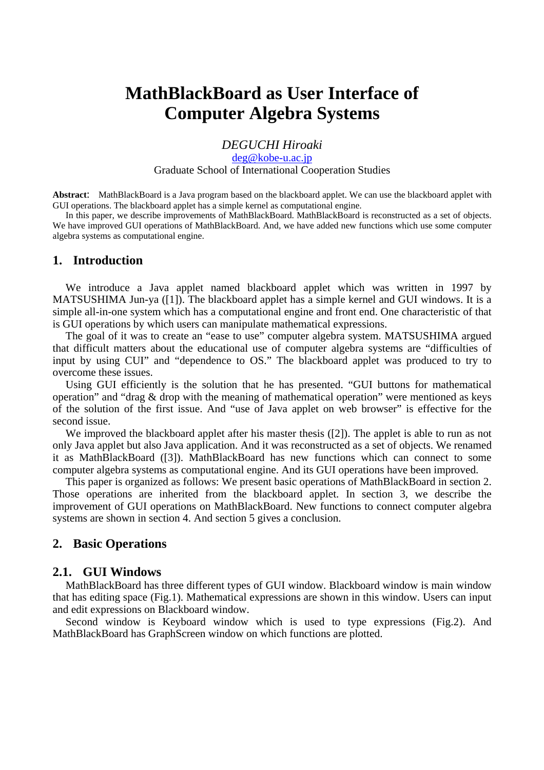# MathBlackBoard as User Interface of Computer Algebra Systems

*DEGUCHI Hiroaki*

deg@kobe-u.ac.jp

Graduate School of International Cooperation Studies

**Abstract**: MathBlackBoard is a Java program based on the blackboard applet. We can use the blackboard applet with GUI operations. The blackboard applet has a simple kernel as computational engine.

In this paper, we describe improvements of MathBlackBoard. MathBlackBoard is reconstructed as a set of objects. We have improved GUI operations of MathBlackBoard. And, we have added new functions which use some computer algebra systems as computational engine.

## 1. Introduction

We introduce a Java applet named blackboard applet which was written in 1997 by MATSUSHIMA Jun-ya ([1]). The blackboard applet has a simple kernel and GUI windows. It is a simple all-in-one system which has a computational engine and front end. One characteristic of that is GUI operations by which users can manipulate mathematical expressions.

The goal of it was to create an "ease to use" computer algebra system. MATSUSHIMA argued that difficult matters about the educational use of computer algebra systems are "difficulties of input by using CUI" and "dependence to OS." The blackboard applet was produced to try to overcome these issues.

Using GUI efficiently is the solution that he has presented. "GUI buttons for mathematical operation" and "drag & drop with the meaning of mathematical operation" were mentioned as keys of the solution of the first issue. And "use of Java applet on web browser" is effective for the second issue.

We improved the blackboard applet after his master thesis ([2]). The applet is able to run as not only Java applet but also Java application. And it was reconstructed as a set of objects. We renamed it as MathBlackBoard ([3]). MathBlackBoard has new functions which can connect to some computer algebra systems as computational engine. And its GUI operations have been improved.

This paper is organized as follows: We present basic operations of MathBlackBoard in section 2. Those operations are inherited from the blackboard applet. In section 3, we describe the improvement of GUI operations on MathBlackBoard. New functions to connect computer algebra systems are shown in section 4. And section 5 gives a conclusion.

## 2. Basic Operations

### 2.1. GUI Windows

MathBlackBoard has three different types of GUI window. Blackboard window is main window that has editing space (Fig.1). Mathematical expressions are shown in this window. Users can input and edit expressions on Blackboard window.

Second window is Keyboard window which is used to type expressions (Fig.2). And MathBlackBoard has GraphScreen window on which functions are plotted.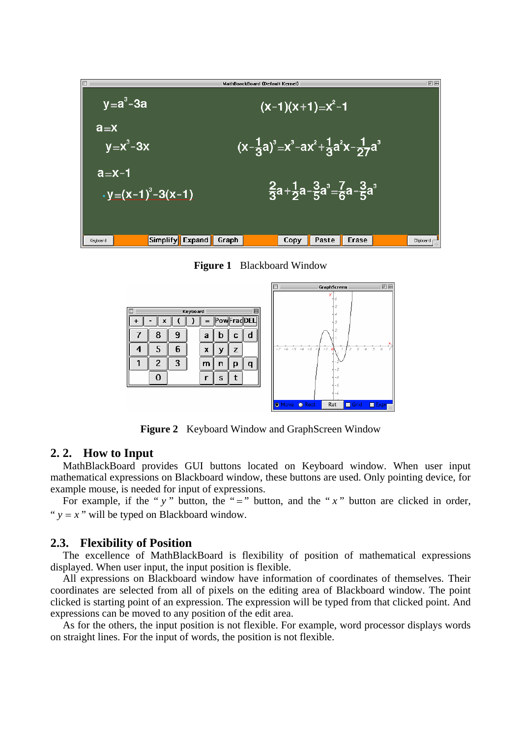**Figure 1** Blackboard Window

**Figure 2** Keyboard Window and GraphScreen Window

## 2. 2. How to Input

MathBlackBoard provides GUI buttons located on Keyboard window. When user input mathematical expressions on Blackboard window, these buttons are used. Only pointing device, for example mouse, is needed for input of expressions.

For example, if the " $y$ " button, the " $=$ " button, and the " $x$ " button are clicked in order, " $y = x$ " will be typed on Blackboard window.

## 2.3. Flexibility of Position

The excellence of MathBlackBoard is flexibility of position of mathematical expressions displayed. When user input, the input position is flexible.

All expressions on Blackboard window have information of coordinates of themselves. Their coordinates are selected from all of pixels on the editing area of Blackboard window. The point clicked is starting point of an expression. The expression will be typed from that clicked point. And expressions can be moved to any position of the edit area.

As for the others, the input position is not flexible. For example, word processor displays words on straight lines. For the input of words, the position is not flexible.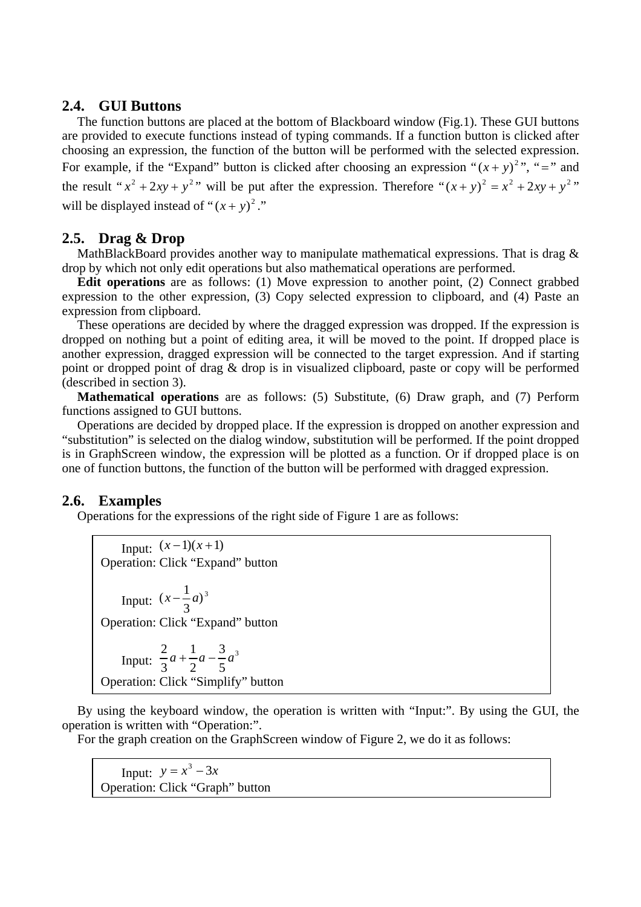### 2.4. GUI Buttons

The function buttons are placed at the bottom of Blackboard window (Fig.1). These GUI buttons are provided to execute functions instead of typing commands. If a function button is clicked after choosing an expression, the function of the button will be performed with the selected expression. For example, if the "Expand" button is clicked after choosing an expression "$(x+y)^2$", "$=$" and the result "$x^2+2xy+y^2$" will be put after the expression. Therefore "$(x+y)^2 = x^2+2xy+y^2$" will be displayed instead of "$(x+y)^2$."

### 2.5. Drag & Drop

MathBlackBoard provides another way to manipulate mathematical expressions. That is drag & drop by which not only edit operations but also mathematical operations are performed.

**Edit operations** are as follows: (1) Move expression to another point, (2) Connect grabbed expression to the other expression, (3) Copy selected expression to clipboard, and (4) Paste an expression from clipboard.

These operations are decided by where the dragged expression was dropped. If the expression is dropped on nothing but a point of editing area, it will be moved to the point. If dropped place is another expression, dragged expression will be connected to the target expression. And if starting point or dropped point of drag & drop is in visualized clipboard, paste or copy will be performed (described in section 3).

**Mathematical operations** are as follows: (5) Substitute, (6) Draw graph, and (7) Perform functions assigned to GUI buttons.

Operations are decided by dropped place. If the expression is dropped on another expression and "substitution" is selected on the dialog window, substitution will be performed. If the point dropped is in GraphScreen window, the expression will be plotted as a function. Or if dropped place is on one of function buttons, the function of the button will be performed with dragged expression.

### 2.6. Examples

Operations for the expressions of the right side of Figure 1 are as follows:

Input: $(x-1)(x+1)$
Operation: Click "Expand" button

Input: $(x-\frac{1}{3}a)^3$
Operation: Click "Expand" button

Input: $\frac{2}{3}a+\frac{1}{2}a-\frac{3}{5}a^3$
Operation: Click "Simplify" button

By using the keyboard window, the operation is written with "Input:". By using the GUI, the operation is written with "Operation:".

For the graph creation on the GraphScreen window of Figure 2, we do it as follows:

Input: $y = x^3 - 3x$
Operation: Click "Graph" button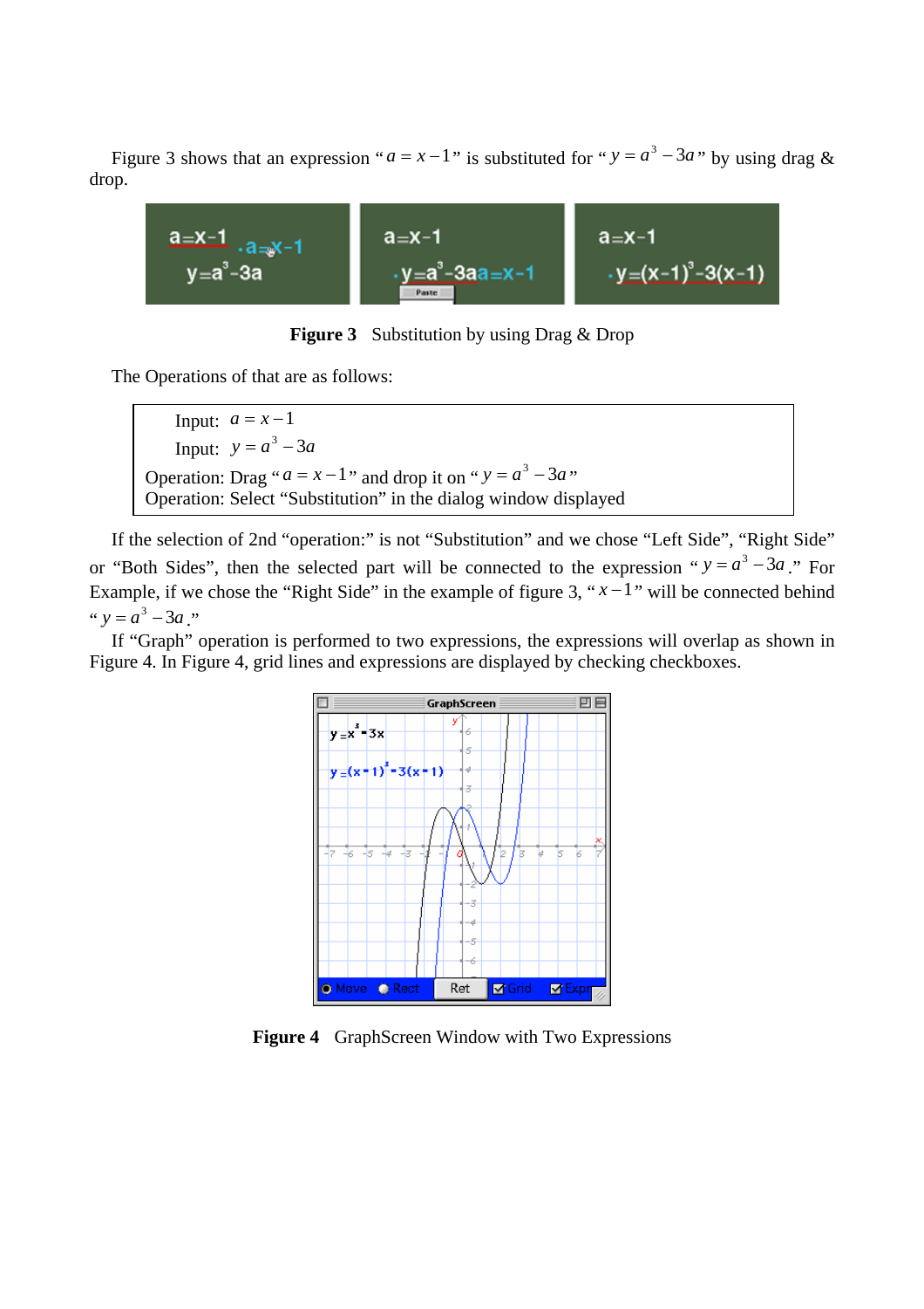Figure 3 shows that an expression "$a = x - 1$" is substituted for "$y = a^3 - 3a$" by using drag & drop.

**Figure 3** Substitution by using Drag & Drop

The Operations of that are as follows:

Input: $a = x - 1$
Input: $y = a^3 - 3a$
Operation: Drag "$a = x - 1$" and drop it on "$y = a^3 - 3a$"
Operation: Select "Substitution" in the dialog window displayed

If the selection of 2nd "operation:" is not "Substitution" and we chose "Left Side", "Right Side" or "Both Sides", then the selected part will be connected to the expression "$y = a^3 - 3a$." For Example, if we chose the "Right Side" in the example of figure 3, "$x - 1$" will be connected behind "$y = a^3 - 3a$."

If "Graph" operation is performed to two expressions, the expressions will overlap as shown in Figure 4. In Figure 4, grid lines and expressions are displayed by checking checkboxes.

**Figure 4** GraphScreen Window with Two Expressions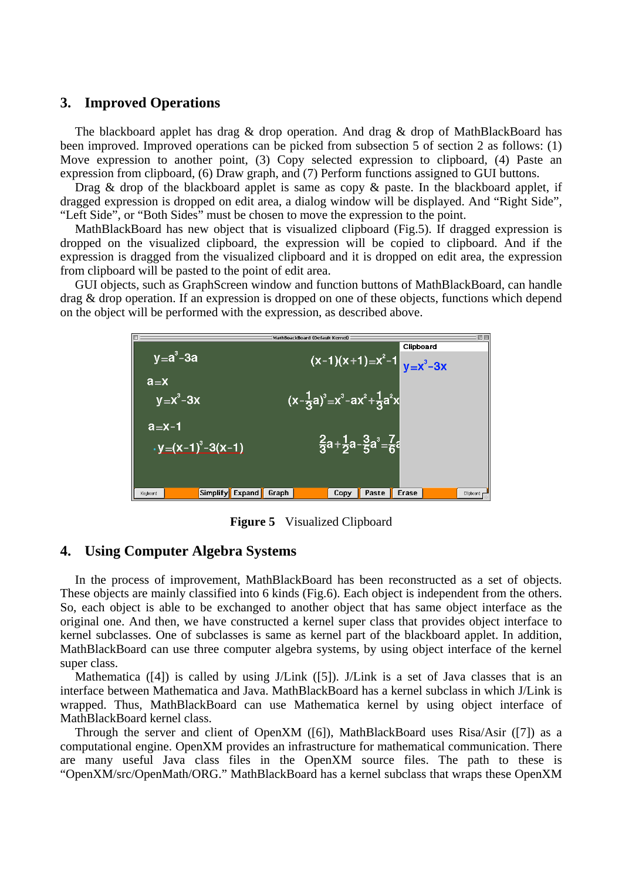## 3. Improved Operations

The blackboard applet has drag & drop operation. And drag & drop of MathBlackBoard has been improved. Improved operations can be picked from subsection 5 of section 2 as follows: (1) Move expression to another point, (3) Copy selected expression to clipboard, (4) Paste an expression from clipboard, (6) Draw graph, and (7) Perform functions assigned to GUI buttons.

Drag & drop of the blackboard applet is same as copy & paste. In the blackboard applet, if dragged expression is dropped on edit area, a dialog window will be displayed. And "Right Side", "Left Side", or "Both Sides" must be chosen to move the expression to the point.

MathBlackBoard has new object that is visualized clipboard (Fig.5). If dragged expression is dropped on the visualized clipboard, the expression will be copied to clipboard. And if the expression is dragged from the visualized clipboard and it is dropped on edit area, the expression from clipboard will be pasted to the point of edit area.

GUI objects, such as GraphScreen window and function buttons of MathBlackBoard, can handle drag & drop operation. If an expression is dropped on one of these objects, functions which depend on the object will be performed with the expression, as described above.

**Figure 5** Visualized Clipboard

## 4. Using Computer Algebra Systems

In the process of improvement, MathBlackBoard has been reconstructed as a set of objects. These objects are mainly classified into 6 kinds (Fig.6). Each object is independent from the others. So, each object is able to be exchanged to another object that has same object interface as the original one. And then, we have constructed a kernel super class that provides object interface to kernel subclasses. One of subclasses is same as kernel part of the blackboard applet. In addition, MathBlackBoard can use three computer algebra systems, by using object interface of the kernel super class.

Mathematica ([4]) is called by using J/Link ([5]). J/Link is a set of Java classes that is an interface between Mathematica and Java. MathBlackBoard has a kernel subclass in which J/Link is wrapped. Thus, MathBlackBoard can use Mathematica kernel by using object interface of MathBlackBoard kernel class.

Through the server and client of OpenXM ([6]), MathBlackBoard uses Risa/Asir ([7]) as a computational engine. OpenXM provides an infrastructure for mathematical communication. There are many useful Java class files in the OpenXM source files. The path to these is "OpenXM/src/OpenMath/ORG." MathBlackBoard has a kernel subclass that wraps these OpenXM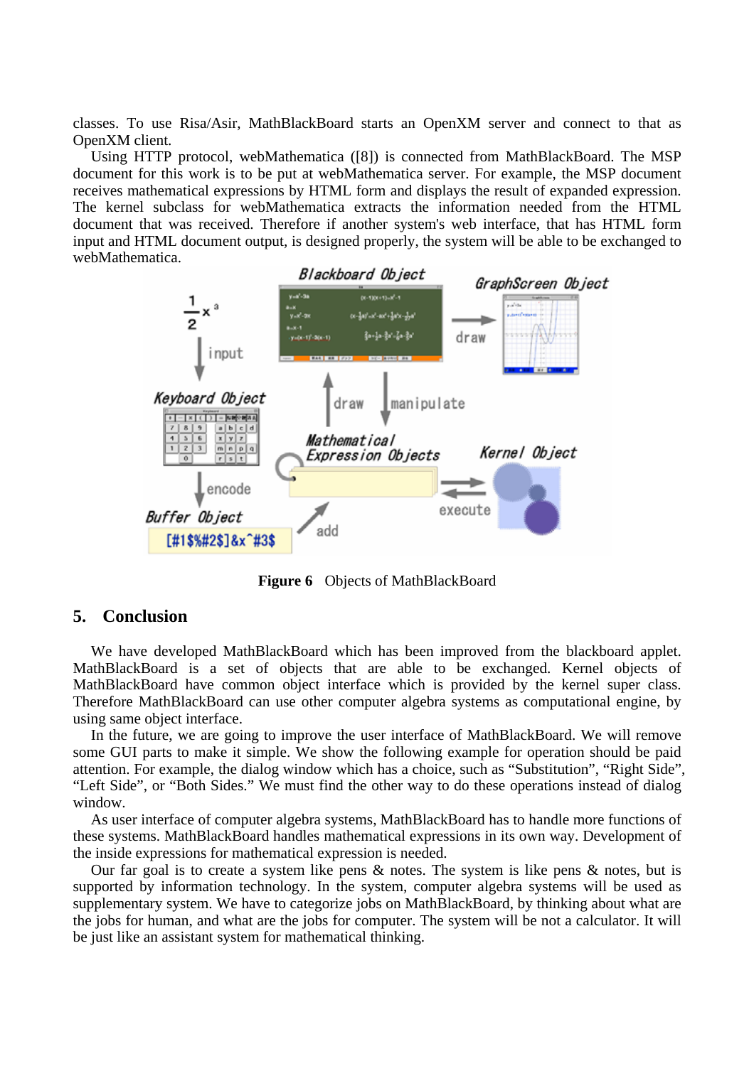classes. To use Risa/Asir, MathBlackBoard starts an OpenXM server and connect to that as OpenXM client.

Using HTTP protocol, webMathematica ([8]) is connected from MathBlackBoard. The MSP document for this work is to be put at webMathematica server. For example, the MSP document receives mathematical expressions by HTML form and displays the result of expanded expression. The kernel subclass for webMathematica extracts the information needed from the HTML document that was received. Therefore if another system's web interface, that has HTML form input and HTML document output, is designed properly, the system will be able to be exchanged to webMathematica.

**Figure 6** Objects of MathBlackBoard

## 5. Conclusion

We have developed MathBlackBoard which has been improved from the blackboard applet. MathBlackBoard is a set of objects that are able to be exchanged. Kernel objects of MathBlackBoard have common object interface which is provided by the kernel super class. Therefore MathBlackBoard can use other computer algebra systems as computational engine, by using same object interface.

In the future, we are going to improve the user interface of MathBlackBoard. We will remove some GUI parts to make it simple. We show the following example for operation should be paid attention. For example, the dialog window which has a choice, such as “Substitution”, “Right Side”, “Left Side”, or “Both Sides.” We must find the other way to do these operations instead of dialog window.

As user interface of computer algebra systems, MathBlackBoard has to handle more functions of these systems. MathBlackBoard handles mathematical expressions in its own way. Development of the inside expressions for mathematical expression is needed.

Our far goal is to create a system like pens & notes. The system is like pens & notes, but is supported by information technology. In the system, computer algebra systems will be used as supplementary system. We have to categorize jobs on MathBlackBoard, by thinking about what are the jobs for human, and what are the jobs for computer. The system will be not a calculator. It will be just like an assistant system for mathematical thinking.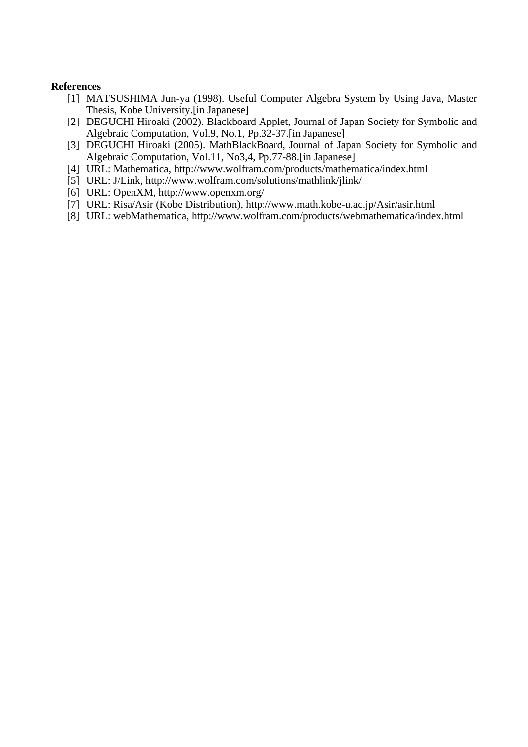**References**

[1] MATSUSHIMA Jun-ya (1998). Useful Computer Algebra System by Using Java, Master Thesis, Kobe University.[in Japanese]

[2] DEGUCHI Hiroaki (2002). Blackboard Applet, Journal of Japan Society for Symbolic and Algebraic Computation, Vol.9, No.1, Pp.32-37.[in Japanese]

[3] DEGUCHI Hiroaki (2005). MathBlackBoard, Journal of Japan Society for Symbolic and Algebraic Computation, Vol.11, No3,4, Pp.77-88.[in Japanese]

[4] URL: Mathematica, http://www.wolfram.com/products/mathematica/index.html

[5] URL: J/Link, http://www.wolfram.com/solutions/mathlink/jlink/

[6] URL: OpenXM, http://www.openxm.org/

[7] URL: Risa/Asir (Kobe Distribution), http://www.math.kobe-u.ac.jp/Asir/asir.html

[8] URL: webMathematica, http://www.wolfram.com/products/webmathematica/index.html